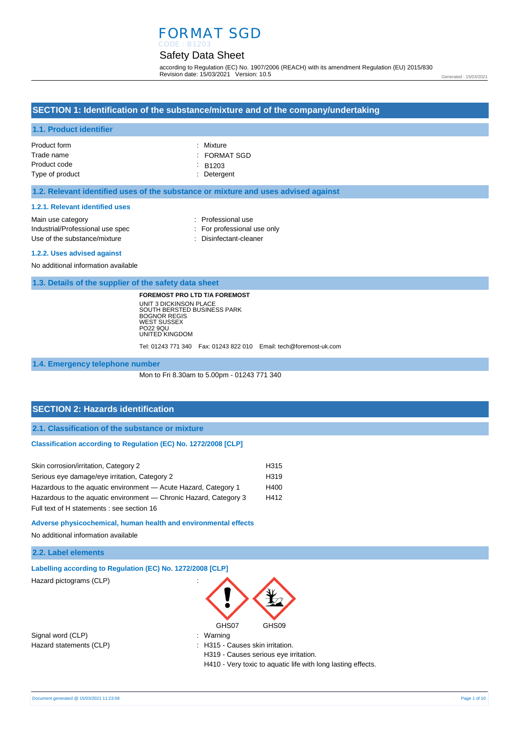# FORMAT SGD

CODE : B1203

## Safety Data Sheet

according to Regulation (EC) No. 1907/2006 (REACH) with its amendment Regulation (EU) 2015/830
Revision date: 15/03/2021 Version: 10.5

Generated : 15/03/2021

## SECTION 1: Identification of the substance/mixture and of the company/undertaking

### 1.1. Product identifier

| | |
|---|---|
| Product form | : Mixture |
| Trade name | : FORMAT SGD |
| Product code | : B1203 |
| Type of product | : Detergent |

### 1.2. Relevant identified uses of the substance or mixture and uses advised against

#### 1.2.1. Relevant identified uses

| | |
|---|---|
| Main use category | : Professional use |
| Industrial/Professional use spec | : For professional use only |
| Use of the substance/mixture | : Disinfectant-cleaner |

#### 1.2.2. Uses advised against

No additional information available

### 1.3. Details of the supplier of the safety data sheet

**FOREMOST PRO LTD T/A FOREMOST**
UNIT 3 DICKINSON PLACE
SOUTH BERSTED BUSINESS PARK
BOGNOR REGIS
WEST SUSSEX
PO22 9QU
UNITED KINGDOM

Tel: 01243 771 340 Fax: 01243 822 010 Email: tech@foremost-uk.com

### 1.4. Emergency telephone number

Mon to Fri 8.30am to 5.00pm - 01243 771 340

## SECTION 2: Hazards identification

### 2.1. Classification of the substance or mixture

#### Classification according to Regulation (EC) No. 1272/2008 [CLP]

| | |
|---|---|
| Skin corrosion/irritation, Category 2 | H315 |
| Serious eye damage/eye irritation, Category 2 | H319 |
| Hazardous to the aquatic environment — Acute Hazard, Category 1 | H400 |
| Hazardous to the aquatic environment — Chronic Hazard, Category 3 | H412 |

Full text of H statements : see section 16

#### Adverse physicochemical, human health and environmental effects

No additional information available

### 2.2. Label elements

#### Labelling according to Regulation (EC) No. 1272/2008 [CLP]

Hazard pictograms (CLP) :

GHS07 GHS09

| | |
|---|---|
| Signal word (CLP) | : Warning |
| Hazard statements (CLP) | : H315 - Causes skin irritation.<br>H319 - Causes serious eye irritation.<br>H410 - Very toxic to aquatic life with long lasting effects. |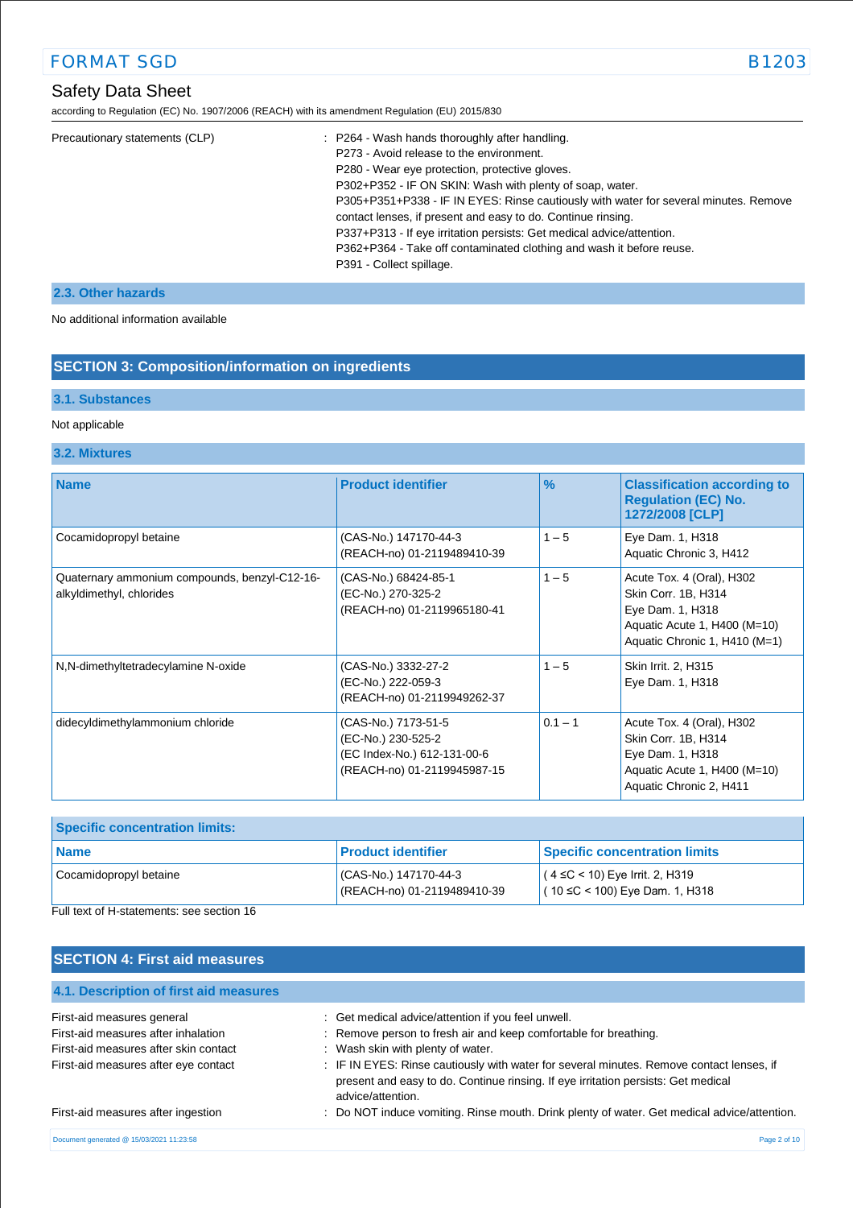| Precautionary statements (CLP) | : P264 - Wash hands thoroughly after handling.<br>P273 - Avoid release to the environment.<br>P280 - Wear eye protection, protective gloves.<br>P302+P352 - IF ON SKIN: Wash with plenty of soap, water.<br>P305+P351+P338 - IF IN EYES: Rinse cautiously with water for several minutes. Remove contact lenses, if present and easy to do. Continue rinsing.<br>P337+P313 - If eye irritation persists: Get medical advice/attention.<br>P362+P364 - Take off contaminated clothing and wash it before reuse.<br>P391 - Collect spillage. |
|---|---|

### 2.3. Other hazards

No additional information available

## SECTION 3: Composition/information on ingredients

### 3.1. Substances

Not applicable

### 3.2. Mixtures

| Name | Product identifier | % | Classification according to Regulation (EC) No. 1272/2008 [CLP] |
|---|---|---|---|
| Cocamidopropyl betaine | (CAS-No.) 147170-44-3<br>(REACH-no) 01-2119489410-39 | 1 – 5 | Eye Dam. 1, H318<br>Aquatic Chronic 3, H412 |
| Quaternary ammonium compounds, benzyl-C12-16-alkyldimethyl, chlorides | (CAS-No.) 68424-85-1<br>(EC-No.) 270-325-2<br>(REACH-no) 01-2119965180-41 | 1 – 5 | Acute Tox. 4 (Oral), H302<br>Skin Corr. 1B, H314<br>Eye Dam. 1, H318<br>Aquatic Acute 1, H400 (M=10)<br>Aquatic Chronic 1, H410 (M=1) |
| N,N-dimethyltetradecylamine N-oxide | (CAS-No.) 3332-27-2<br>(EC-No.) 222-059-3<br>(REACH-no) 01-2119949262-37 | 1 – 5 | Skin Irrit. 2, H315<br>Eye Dam. 1, H318 |
| didecyldimethylammonium chloride | (CAS-No.) 7173-51-5<br>(EC-No.) 230-525-2<br>(EC Index-No.) 612-131-00-6<br>(REACH-no) 01-2119945987-15 | 0.1 – 1 | Acute Tox. 4 (Oral), H302<br>Skin Corr. 1B, H314<br>Eye Dam. 1, H318<br>Aquatic Acute 1, H400 (M=10)<br>Aquatic Chronic 2, H411 |

| Specific concentration limits: | | |
|---|---|---|
| **Name** | **Product identifier** | **Specific concentration limits** |
| Cocamidopropyl betaine | (CAS-No.) 147170-44-3<br>(REACH-no) 01-2119489410-39 | ( 4 ≤C < 10) Eye Irrit. 2, H319<br>( 10 ≤C < 100) Eye Dam. 1, H318 |

Full text of H-statements: see section 16

## SECTION 4: First aid measures

### 4.1. Description of first aid measures

| | |
|---|---|
| First-aid measures general | : Get medical advice/attention if you feel unwell. |
| First-aid measures after inhalation | : Remove person to fresh air and keep comfortable for breathing. |
| First-aid measures after skin contact | : Wash skin with plenty of water. |
| First-aid measures after eye contact | : IF IN EYES: Rinse cautiously with water for several minutes. Remove contact lenses, if present and easy to do. Continue rinsing. If eye irritation persists: Get medical advice/attention. |
| First-aid measures after ingestion | : Do NOT induce vomiting. Rinse mouth. Drink plenty of water. Get medical advice/attention. |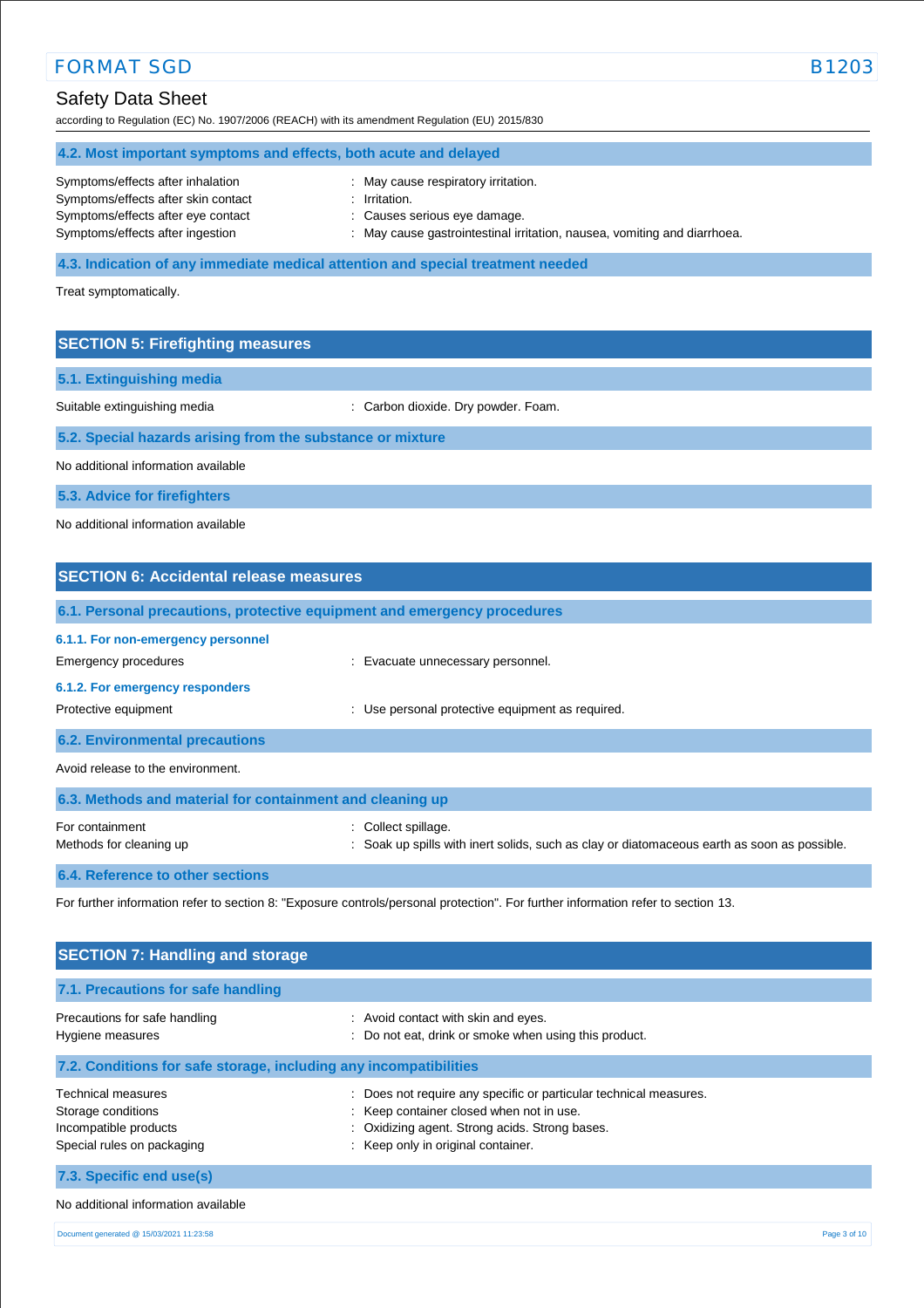### 4.2. Most important symptoms and effects, both acute and delayed

| | |
|---|---|
| Symptoms/effects after inhalation | : May cause respiratory irritation. |
| Symptoms/effects after skin contact | : Irritation. |
| Symptoms/effects after eye contact | : Causes serious eye damage. |
| Symptoms/effects after ingestion | : May cause gastrointestinal irritation, nausea, vomiting and diarrhoea. |

### 4.3. Indication of any immediate medical attention and special treatment needed

Treat symptomatically.

## SECTION 5: Firefighting measures

### 5.1. Extinguishing media

| | |
|---|---|
| Suitable extinguishing media | : Carbon dioxide. Dry powder. Foam. |

### 5.2. Special hazards arising from the substance or mixture

No additional information available

### 5.3. Advice for firefighters

No additional information available

## SECTION 6: Accidental release measures

### 6.1. Personal precautions, protective equipment and emergency procedures

#### 6.1.1. For non-emergency personnel

| | |
|---|---|
| Emergency procedures | : Evacuate unnecessary personnel. |

#### 6.1.2. For emergency responders

| | |
|---|---|
| Protective equipment | : Use personal protective equipment as required. |

### 6.2. Environmental precautions

Avoid release to the environment.

### 6.3. Methods and material for containment and cleaning up

| | |
|---|---|
| For containment | : Collect spillage. |
| Methods for cleaning up | : Soak up spills with inert solids, such as clay or diatomaceous earth as soon as possible. |

### 6.4. Reference to other sections

For further information refer to section 8: "Exposure controls/personal protection". For further information refer to section 13.

## SECTION 7: Handling and storage

### 7.1. Precautions for safe handling

| | |
|---|---|
| Precautions for safe handling | : Avoid contact with skin and eyes. |
| Hygiene measures | : Do not eat, drink or smoke when using this product. |

### 7.2. Conditions for safe storage, including any incompatibilities

| | |
|---|---|
| Technical measures | : Does not require any specific or particular technical measures. |
| Storage conditions | : Keep container closed when not in use. |
| Incompatible products | : Oxidizing agent. Strong acids. Strong bases. |
| Special rules on packaging | : Keep only in original container. |

### 7.3. Specific end use(s)

No additional information available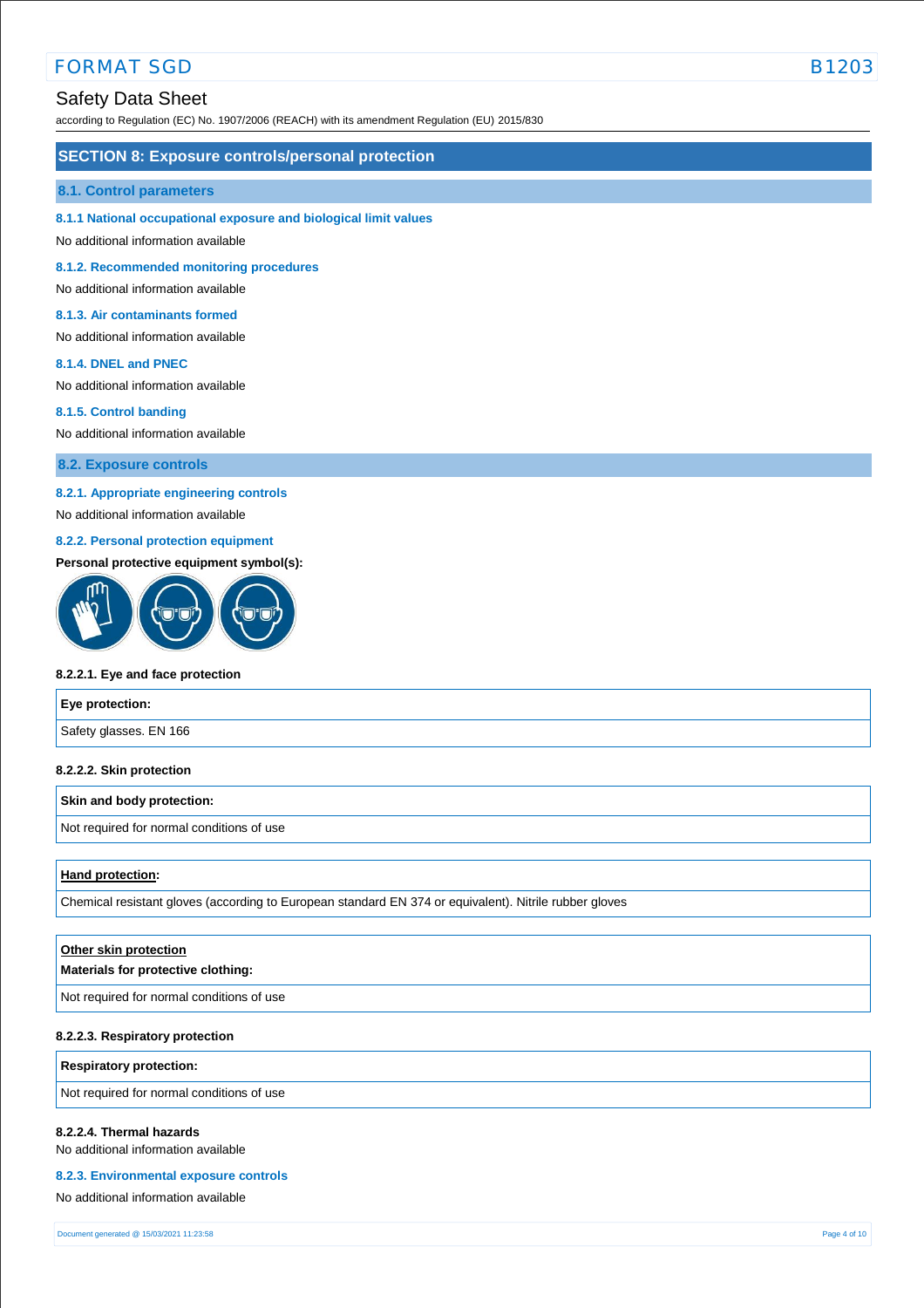## SECTION 8: Exposure controls/personal protection

### 8.1. Control parameters

#### 8.1.1 National occupational exposure and biological limit values

No additional information available

#### 8.1.2. Recommended monitoring procedures

No additional information available

#### 8.1.3. Air contaminants formed

No additional information available

#### 8.1.4. DNEL and PNEC

No additional information available

#### 8.1.5. Control banding

No additional information available

### 8.2. Exposure controls

#### 8.2.1. Appropriate engineering controls

No additional information available

#### 8.2.2. Personal protection equipment

**Personal protective equipment symbol(s):**

**8.2.2.1. Eye and face protection**

| **Eye protection:** |
| --- |
| Safety glasses. EN 166 |

**8.2.2.2. Skin protection**

| **Skin and body protection:** |
| --- |
| Not required for normal conditions of use |

| **Hand protection:** |
| --- |
| Chemical resistant gloves (according to European standard EN 374 or equivalent). Nitrile rubber gloves |

| **Other skin protection** **Materials for protective clothing:** |
| --- |
| Not required for normal conditions of use |

**8.2.2.3. Respiratory protection**

| **Respiratory protection:** |
| --- |
| Not required for normal conditions of use |

**8.2.2.4. Thermal hazards**

No additional information available

#### 8.2.3. Environmental exposure controls

No additional information available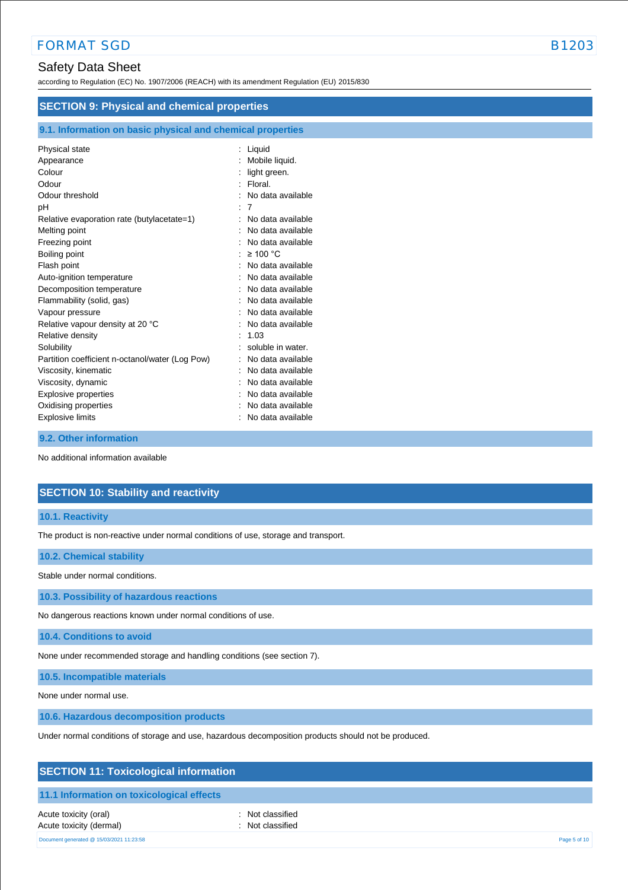## SECTION 9: Physical and chemical properties

### 9.1. Information on basic physical and chemical properties

| | | |
|---|---|---|
| Physical state | : | Liquid |
| Appearance | : | Mobile liquid. |
| Colour | : | light green. |
| Odour | : | Floral. |
| Odour threshold | : | No data available |
| pH | : | 7 |
| Relative evaporation rate (butylacetate=1) | : | No data available |
| Melting point | : | No data available |
| Freezing point | : | No data available |
| Boiling point | : | ≥ 100 °C |
| Flash point | : | No data available |
| Auto-ignition temperature | : | No data available |
| Decomposition temperature | : | No data available |
| Flammability (solid, gas) | : | No data available |
| Vapour pressure | : | No data available |
| Relative vapour density at 20 °C | : | No data available |
| Relative density | : | 1.03 |
| Solubility | : | soluble in water. |
| Partition coefficient n-octanol/water (Log Pow) | : | No data available |
| Viscosity, kinematic | : | No data available |
| Viscosity, dynamic | : | No data available |
| Explosive properties | : | No data available |
| Oxidising properties | : | No data available |
| Explosive limits | : | No data available |

### 9.2. Other information

No additional information available

## SECTION 10: Stability and reactivity

### 10.1. Reactivity

The product is non-reactive under normal conditions of use, storage and transport.

### 10.2. Chemical stability

Stable under normal conditions.

### 10.3. Possibility of hazardous reactions

No dangerous reactions known under normal conditions of use.

### 10.4. Conditions to avoid

None under recommended storage and handling conditions (see section 7).

### 10.5. Incompatible materials

None under normal use.

### 10.6. Hazardous decomposition products

Under normal conditions of storage and use, hazardous decomposition products should not be produced.

## SECTION 11: Toxicological information

### 11.1 Information on toxicological effects

| | | |
|---|---|---|
| Acute toxicity (oral) | : | Not classified |
| Acute toxicity (dermal) | : | Not classified |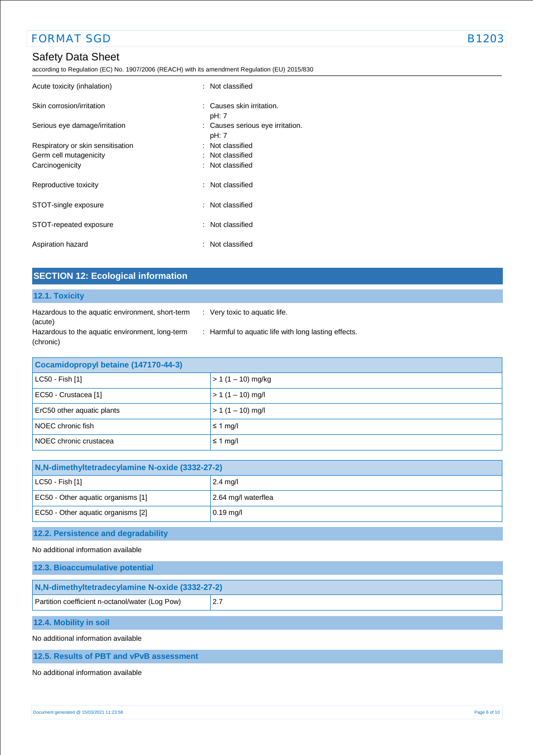| | |
|---|---|
| Acute toxicity (inhalation) | : Not classified |
| Skin corrosion/irritation | : Causes skin irritation.<br>pH: 7 |
| Serious eye damage/irritation | : Causes serious eye irritation.<br>pH: 7 |
| Respiratory or skin sensitisation | : Not classified |
| Germ cell mutagenicity | : Not classified |
| Carcinogenicity | : Not classified |
| Reproductive toxicity | : Not classified |
| STOT-single exposure | : Not classified |
| STOT-repeated exposure | : Not classified |
| Aspiration hazard | : Not classified |

## SECTION 12: Ecological information

### 12.1. Toxicity

| | |
|---|---|
| Hazardous to the aquatic environment, short-term (acute) | : Very toxic to aquatic life. |
| Hazardous to the aquatic environment, long-term (chronic) | : Harmful to aquatic life with long lasting effects. |

| Cocamidopropyl betaine (147170-44-3) | |
|---|---|
| LC50 - Fish [1] | > 1 (1 – 10) mg/kg |
| EC50 - Crustacea [1] | > 1 (1 – 10) mg/l |
| ErC50 other aquatic plants | > 1 (1 – 10) mg/l |
| NOEC chronic fish | ≤ 1 mg/l |
| NOEC chronic crustacea | ≤ 1 mg/l |

| N,N-dimethyltetradecylamine N-oxide (3332-27-2) | |
|---|---|
| LC50 - Fish [1] | 2.4 mg/l |
| EC50 - Other aquatic organisms [1] | 2.64 mg/l waterflea |
| EC50 - Other aquatic organisms [2] | 0.19 mg/l |

### 12.2. Persistence and degradability

No additional information available

### 12.3. Bioaccumulative potential

| N,N-dimethyltetradecylamine N-oxide (3332-27-2) | |
|---|---|
| Partition coefficient n-octanol/water (Log Pow) | 2.7 |

### 12.4. Mobility in soil

No additional information available

### 12.5. Results of PBT and vPvB assessment

No additional information available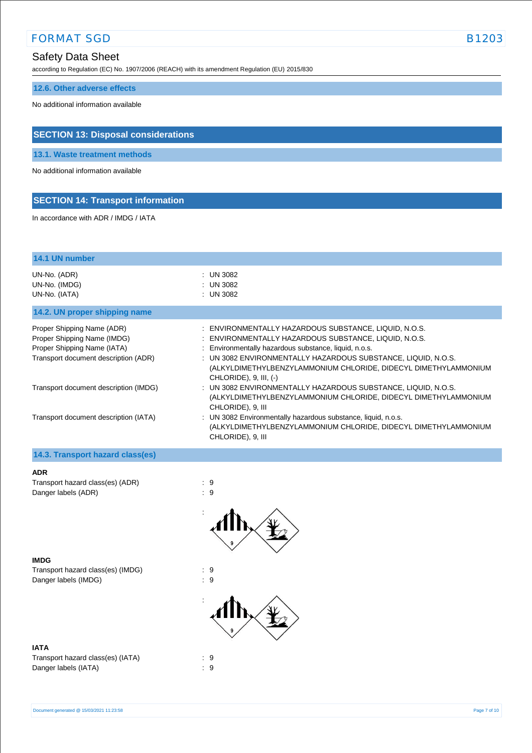### 12.6. Other adverse effects

No additional information available

## SECTION 13: Disposal considerations

### 13.1. Waste treatment methods

No additional information available

## SECTION 14: Transport information

In accordance with ADR / IMDG / IATA

### 14.1 UN number

| | |
|---|---|
| UN-No. (ADR) | : UN 3082 |
| UN-No. (IMDG) | : UN 3082 |
| UN-No. (IATA) | : UN 3082 |

### 14.2. UN proper shipping name

| | |
|---|---|
| Proper Shipping Name (ADR) | : ENVIRONMENTALLY HAZARDOUS SUBSTANCE, LIQUID, N.O.S. |
| Proper Shipping Name (IMDG) | : ENVIRONMENTALLY HAZARDOUS SUBSTANCE, LIQUID, N.O.S. |
| Proper Shipping Name (IATA) | : Environmentally hazardous substance, liquid, n.o.s. |
| Transport document description (ADR) | : UN 3082 ENVIRONMENTALLY HAZARDOUS SUBSTANCE, LIQUID, N.O.S. (ALKYLDIMETHYLBENZYLAMMONIUM CHLORIDE, DIDECYL DIMETHYLAMMONIUM CHLORIDE), 9, III, (-) |
| Transport document description (IMDG) | : UN 3082 ENVIRONMENTALLY HAZARDOUS SUBSTANCE, LIQUID, N.O.S. (ALKYLDIMETHYLBENZYLAMMONIUM CHLORIDE, DIDECYL DIMETHYLAMMONIUM CHLORIDE), 9, III |
| Transport document description (IATA) | : UN 3082 Environmentally hazardous substance, liquid, n.o.s. (ALKYLDIMETHYLBENZYLAMMONIUM CHLORIDE, DIDECYL DIMETHYLAMMONIUM CHLORIDE), 9, III |

### 14.3. Transport hazard class(es)

**ADR**

| | |
|---|---|
| Transport hazard class(es) (ADR) | : 9 |
| Danger labels (ADR) | : 9 |

:

**IMDG**

| | |
|---|---|
| Transport hazard class(es) (IMDG) | : 9 |
| Danger labels (IMDG) | : 9 |

:

**IATA**

| | |
|---|---|
| Transport hazard class(es) (IATA) | : 9 |
| Danger labels (IATA) | : 9 |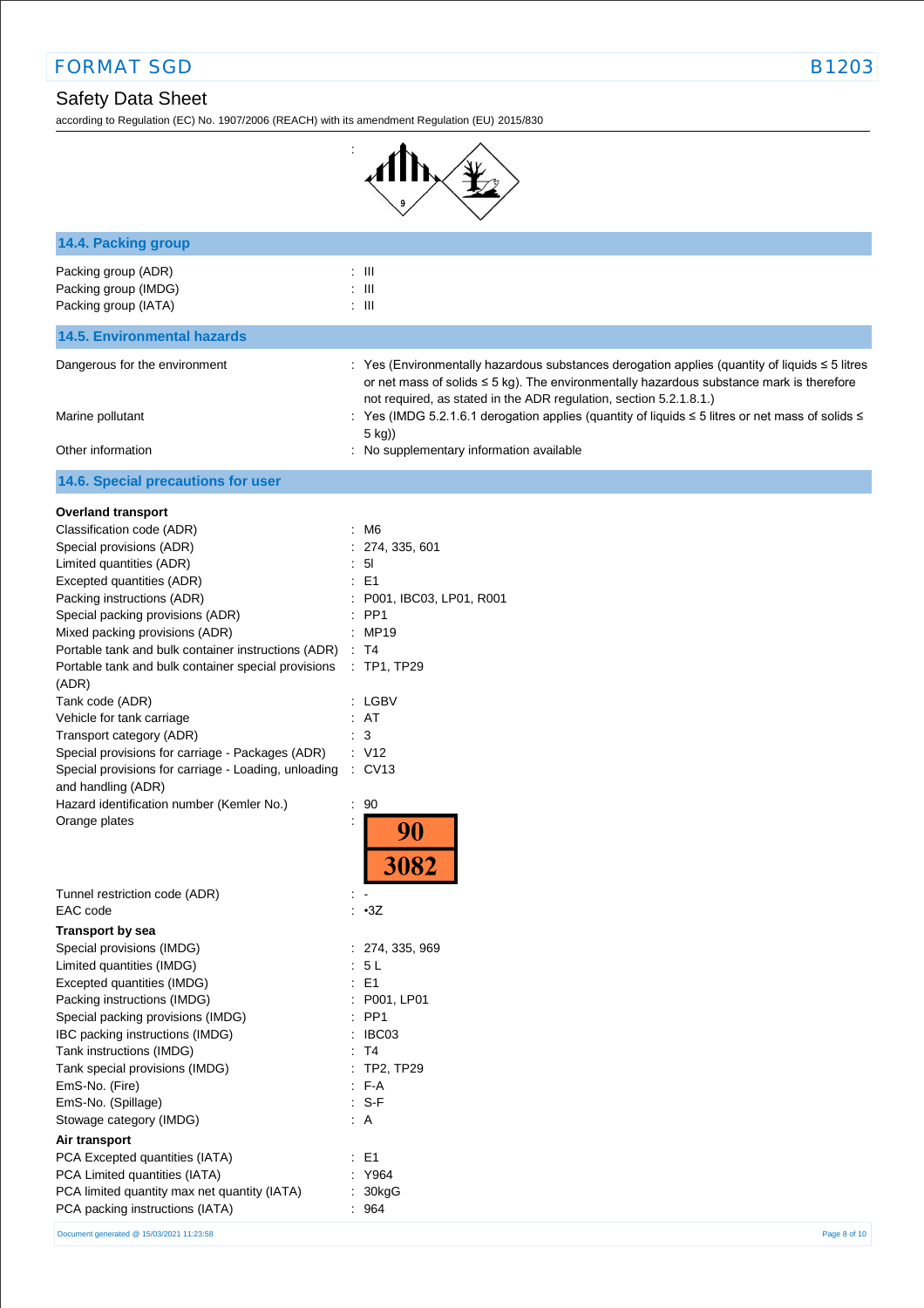## 14.4. Packing group

| | |
|---|---|
| Packing group (ADR) | : III |
| Packing group (IMDG) | : III |
| Packing group (IATA) | : III |

## 14.5. Environmental hazards

| | |
|---|---|
| Dangerous for the environment | : Yes (Environmentally hazardous substances derogation applies (quantity of liquids ≤ 5 litres or net mass of solids ≤ 5 kg). The environmentally hazardous substance mark is therefore not required, as stated in the ADR regulation, section 5.2.1.8.1.) |
| Marine pollutant | : Yes (IMDG 5.2.1.6.1 derogation applies (quantity of liquids ≤ 5 litres or net mass of solids ≤ 5 kg)) |
| Other information | : No supplementary information available |

## 14.6. Special precautions for user

**Overland transport**

| | |
|---|---|
| Classification code (ADR) | : M6 |
| Special provisions (ADR) | : 274, 335, 601 |
| Limited quantities (ADR) | : 5l |
| Excepted quantities (ADR) | : E1 |
| Packing instructions (ADR) | : P001, IBC03, LP01, R001 |
| Special packing provisions (ADR) | : PP1 |
| Mixed packing provisions (ADR) | : MP19 |
| Portable tank and bulk container instructions (ADR) | : T4 |
| Portable tank and bulk container special provisions (ADR) | : TP1, TP29 |
| Tank code (ADR) | : LGBV |
| Vehicle for tank carriage | : AT |
| Transport category (ADR) | : 3 |
| Special provisions for carriage - Packages (ADR) | : V12 |
| Special provisions for carriage - Loading, unloading and handling (ADR) | : CV13 |
| Hazard identification number (Kemler No.) | : 90 |
| Orange plates | : 90 / 3082 |
| Tunnel restriction code (ADR) | : - |
| EAC code | : •3Z |

**Transport by sea**

| | |
|---|---|
| Special provisions (IMDG) | : 274, 335, 969 |
| Limited quantities (IMDG) | : 5 L |
| Excepted quantities (IMDG) | : E1 |
| Packing instructions (IMDG) | : P001, LP01 |
| Special packing provisions (IMDG) | : PP1 |
| IBC packing instructions (IMDG) | : IBC03 |
| Tank instructions (IMDG) | : T4 |
| Tank special provisions (IMDG) | : TP2, TP29 |
| EmS-No. (Fire) | : F-A |
| EmS-No. (Spillage) | : S-F |
| Stowage category (IMDG) | : A |

**Air transport**

| | |
|---|---|
| PCA Excepted quantities (IATA) | : E1 |
| PCA Limited quantities (IATA) | : Y964 |
| PCA limited quantity max net quantity (IATA) | : 30kgG |
| PCA packing instructions (IATA) | : 964 |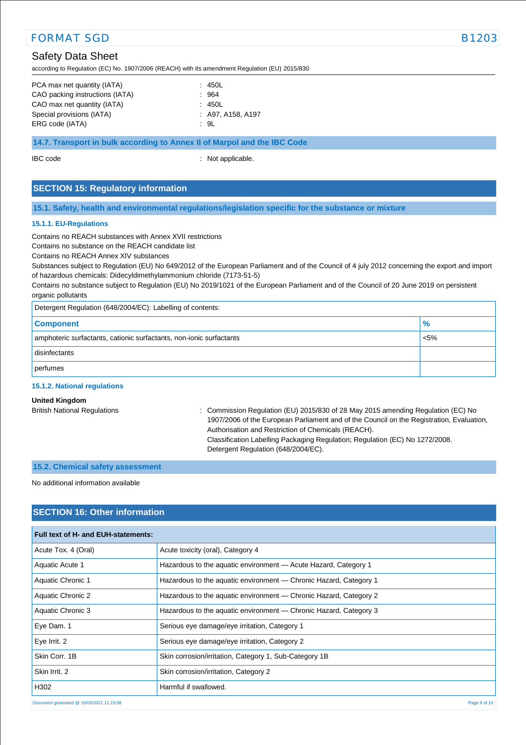| | |
|---|---|
| PCA max net quantity (IATA) | : 450L |
| CAO packing instructions (IATA) | : 964 |
| CAO max net quantity (IATA) | : 450L |
| Special provisions (IATA) | : A97, A158, A197 |
| ERG code (IATA) | : 9L |

### 14.7. Transport in bulk according to Annex II of Marpol and the IBC Code

IBC code : Not applicable.

## SECTION 15: Regulatory information

### 15.1. Safety, health and environmental regulations/legislation specific for the substance or mixture

#### 15.1.1. EU-Regulations

Contains no REACH substances with Annex XVII restrictions
Contains no substance on the REACH candidate list
Contains no REACH Annex XIV substances
Substances subject to Regulation (EU) No 649/2012 of the European Parliament and of the Council of 4 july 2012 concerning the export and import of hazardous chemicals: Didecyldimethylammonium chloride (7173-51-5)
Contains no substance subject to Regulation (EU) No 2019/1021 of the European Parliament and of the Council of 20 June 2019 on persistent organic pollutants

| Detergent Regulation (648/2004/EC): Labelling of contents: | |
|---|---|
| **Component** | **%** |
| amphoteric surfactants, cationic surfactants, non-ionic surfactants | <5% |
| disinfectants | |
| perfumes | |

#### 15.1.2. National regulations

**United Kingdom**

British National Regulations : Commission Regulation (EU) 2015/830 of 28 May 2015 amending Regulation (EC) No 1907/2006 of the European Parliament and of the Council on the Registration, Evaluation, Authorisation and Restriction of Chemicals (REACH).
Classification Labelling Packaging Regulation; Regulation (EC) No 1272/2008.
Detergent Regulation (648/2004/EC).

### 15.2. Chemical safety assessment

No additional information available

## SECTION 16: Other information

| Full text of H- and EUH-statements: | |
|---|---|
| Acute Tox. 4 (Oral) | Acute toxicity (oral), Category 4 |
| Aquatic Acute 1 | Hazardous to the aquatic environment — Acute Hazard, Category 1 |
| Aquatic Chronic 1 | Hazardous to the aquatic environment — Chronic Hazard, Category 1 |
| Aquatic Chronic 2 | Hazardous to the aquatic environment — Chronic Hazard, Category 2 |
| Aquatic Chronic 3 | Hazardous to the aquatic environment — Chronic Hazard, Category 3 |
| Eye Dam. 1 | Serious eye damage/eye irritation, Category 1 |
| Eye Irrit. 2 | Serious eye damage/eye irritation, Category 2 |
| Skin Corr. 1B | Skin corrosion/irritation, Category 1, Sub-Category 1B |
| Skin Irrit. 2 | Skin corrosion/irritation, Category 2 |
| H302 | Harmful if swallowed. |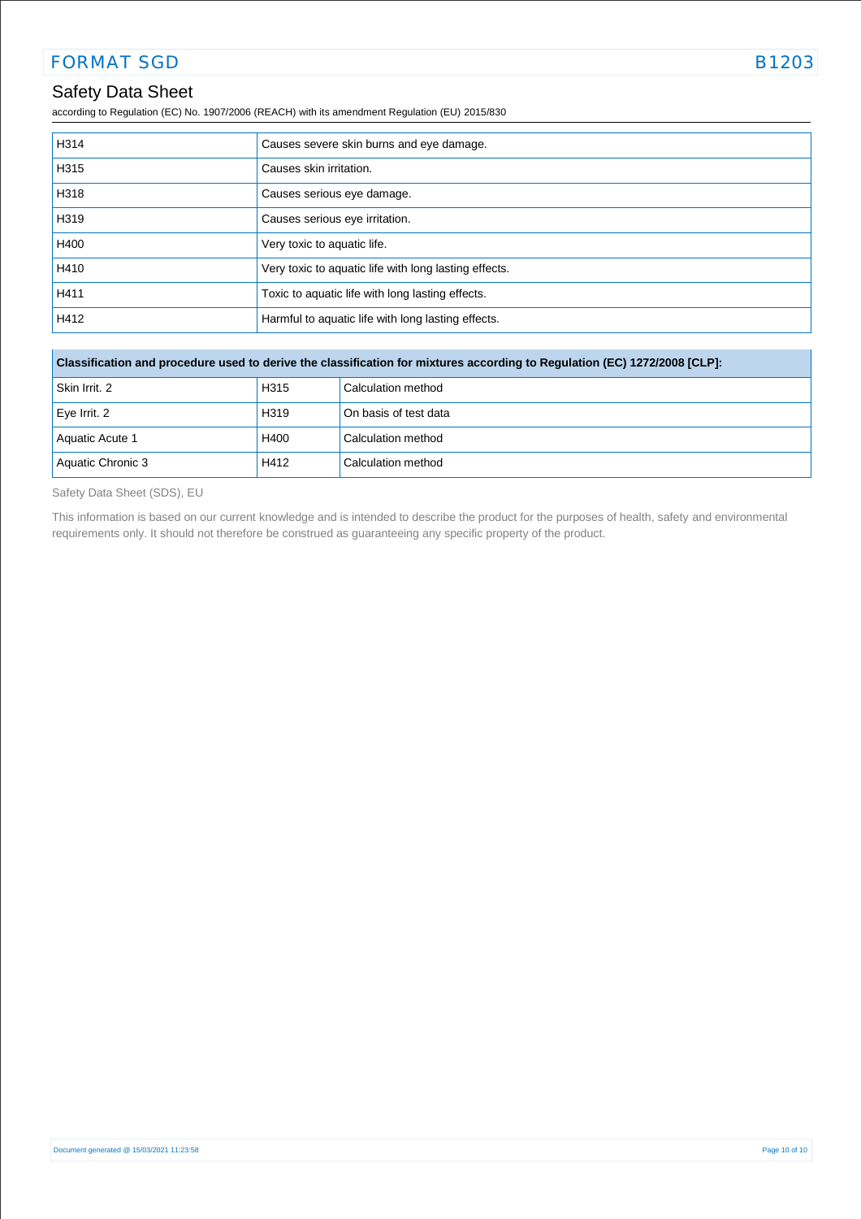| | |
|---|---|
| H314 | Causes severe skin burns and eye damage. |
| H315 | Causes skin irritation. |
| H318 | Causes serious eye damage. |
| H319 | Causes serious eye irritation. |
| H400 | Very toxic to aquatic life. |
| H410 | Very toxic to aquatic life with long lasting effects. |
| H411 | Toxic to aquatic life with long lasting effects. |
| H412 | Harmful to aquatic life with long lasting effects. |

| **Classification and procedure used to derive the classification for mixtures according to Regulation (EC) 1272/2008 [CLP]:** | | |
|---|---|---|
| Skin Irrit. 2 | H315 | Calculation method |
| Eye Irrit. 2 | H319 | On basis of test data |
| Aquatic Acute 1 | H400 | Calculation method |
| Aquatic Chronic 3 | H412 | Calculation method |

Safety Data Sheet (SDS), EU

This information is based on our current knowledge and is intended to describe the product for the purposes of health, safety and environmental requirements only. It should not therefore be construed as guaranteeing any specific property of the product.